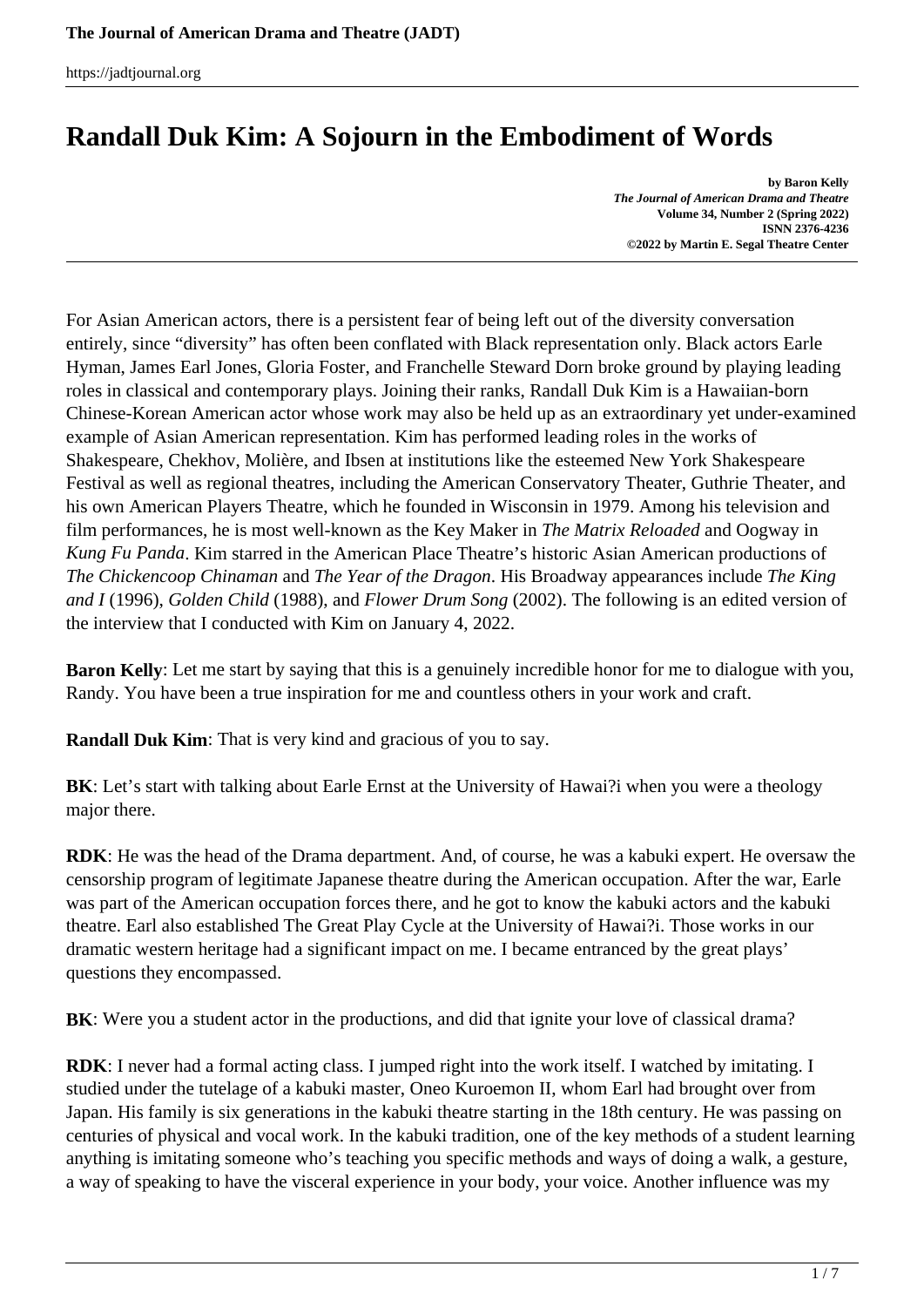# Randall Duk Kim: A Sojourn in the Embodiment of Words

**by Baron Kelly**
***The Journal of American Drama and Theatre***
**Volume 34, Number 2 (Spring 2022)**
**ISNN 2376-4236**
**©2022 by Martin E. Segal Theatre Center**

For Asian American actors, there is a persistent fear of being left out of the diversity conversation entirely, since "diversity" has often been conflated with Black representation only. Black actors Earle Hyman, James Earl Jones, Gloria Foster, and Franchelle Steward Dorn broke ground by playing leading roles in classical and contemporary plays. Joining their ranks, Randall Duk Kim is a Hawaiian-born Chinese-Korean American actor whose work may also be held up as an extraordinary yet under-examined example of Asian American representation. Kim has performed leading roles in the works of Shakespeare, Chekhov, Molière, and Ibsen at institutions like the esteemed New York Shakespeare Festival as well as regional theatres, including the American Conservatory Theater, Guthrie Theater, and his own American Players Theatre, which he founded in Wisconsin in 1979. Among his television and film performances, he is most well-known as the Key Maker in *The Matrix Reloaded* and Oogway in *Kung Fu Panda*. Kim starred in the American Place Theatre's historic Asian American productions of *The Chickencoop Chinaman* and *The Year of the Dragon*. His Broadway appearances include *The King and I* (1996), *Golden Child* (1988), and *Flower Drum Song* (2002). The following is an edited version of the interview that I conducted with Kim on January 4, 2022.

**Baron Kelly**: Let me start by saying that this is a genuinely incredible honor for me to dialogue with you, Randy. You have been a true inspiration for me and countless others in your work and craft.

**Randall Duk Kim**: That is very kind and gracious of you to say.

**BK**: Let's start with talking about Earle Ernst at the University of Hawai?i when you were a theology major there.

**RDK**: He was the head of the Drama department. And, of course, he was a kabuki expert. He oversaw the censorship program of legitimate Japanese theatre during the American occupation. After the war, Earle was part of the American occupation forces there, and he got to know the kabuki actors and the kabuki theatre. Earl also established The Great Play Cycle at the University of Hawai?i. Those works in our dramatic western heritage had a significant impact on me. I became entranced by the great plays' questions they encompassed.

**BK**: Were you a student actor in the productions, and did that ignite your love of classical drama?

**RDK**: I never had a formal acting class. I jumped right into the work itself. I watched by imitating. I studied under the tutelage of a kabuki master, Oneo Kuroemon II, whom Earl had brought over from Japan. His family is six generations in the kabuki theatre starting in the 18th century. He was passing on centuries of physical and vocal work. In the kabuki tradition, one of the key methods of a student learning anything is imitating someone who's teaching you specific methods and ways of doing a walk, a gesture, a way of speaking to have the visceral experience in your body, your voice. Another influence was my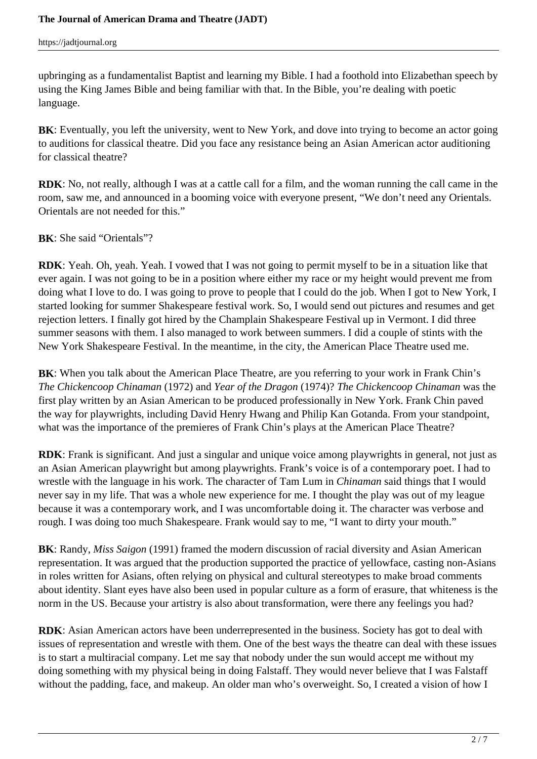upbringing as a fundamentalist Baptist and learning my Bible. I had a foothold into Elizabethan speech by using the King James Bible and being familiar with that. In the Bible, you're dealing with poetic language.

**BK**: Eventually, you left the university, went to New York, and dove into trying to become an actor going to auditions for classical theatre. Did you face any resistance being an Asian American actor auditioning for classical theatre?

**RDK**: No, not really, although I was at a cattle call for a film, and the woman running the call came in the room, saw me, and announced in a booming voice with everyone present, "We don't need any Orientals. Orientals are not needed for this."

**BK**: She said "Orientals"?

**RDK**: Yeah. Oh, yeah. Yeah. I vowed that I was not going to permit myself to be in a situation like that ever again. I was not going to be in a position where either my race or my height would prevent me from doing what I love to do. I was going to prove to people that I could do the job. When I got to New York, I started looking for summer Shakespeare festival work. So, I would send out pictures and resumes and get rejection letters. I finally got hired by the Champlain Shakespeare Festival up in Vermont. I did three summer seasons with them. I also managed to work between summers. I did a couple of stints with the New York Shakespeare Festival. In the meantime, in the city, the American Place Theatre used me.

**BK**: When you talk about the American Place Theatre, are you referring to your work in Frank Chin's *The Chickencoop Chinaman* (1972) and *Year of the Dragon* (1974)? *The Chickencoop Chinaman* was the first play written by an Asian American to be produced professionally in New York. Frank Chin paved the way for playwrights, including David Henry Hwang and Philip Kan Gotanda. From your standpoint, what was the importance of the premieres of Frank Chin's plays at the American Place Theatre?

**RDK**: Frank is significant. And just a singular and unique voice among playwrights in general, not just as an Asian American playwright but among playwrights. Frank's voice is of a contemporary poet. I had to wrestle with the language in his work. The character of Tam Lum in *Chinaman* said things that I would never say in my life. That was a whole new experience for me. I thought the play was out of my league because it was a contemporary work, and I was uncomfortable doing it. The character was verbose and rough. I was doing too much Shakespeare. Frank would say to me, "I want to dirty your mouth."

**BK**: Randy, *Miss Saigon* (1991) framed the modern discussion of racial diversity and Asian American representation. It was argued that the production supported the practice of yellowface, casting non-Asians in roles written for Asians, often relying on physical and cultural stereotypes to make broad comments about identity. Slant eyes have also been used in popular culture as a form of erasure, that whiteness is the norm in the US. Because your artistry is also about transformation, were there any feelings you had?

**RDK**: Asian American actors have been underrepresented in the business. Society has got to deal with issues of representation and wrestle with them. One of the best ways the theatre can deal with these issues is to start a multiracial company. Let me say that nobody under the sun would accept me without my doing something with my physical being in doing Falstaff. They would never believe that I was Falstaff without the padding, face, and makeup. An older man who's overweight. So, I created a vision of how I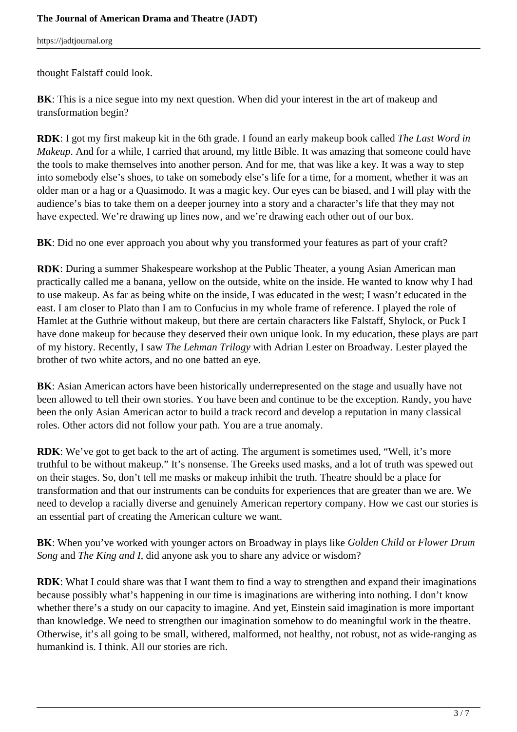thought Falstaff could look.

**BK**: This is a nice segue into my next question. When did your interest in the art of makeup and transformation begin?

**RDK**: I got my first makeup kit in the 6th grade. I found an early makeup book called *The Last Word in Makeup*. And for a while, I carried that around, my little Bible. It was amazing that someone could have the tools to make themselves into another person. And for me, that was like a key. It was a way to step into somebody else's shoes, to take on somebody else's life for a time, for a moment, whether it was an older man or a hag or a Quasimodo. It was a magic key. Our eyes can be biased, and I will play with the audience's bias to take them on a deeper journey into a story and a character's life that they may not have expected. We're drawing up lines now, and we're drawing each other out of our box.

**BK**: Did no one ever approach you about why you transformed your features as part of your craft?

**RDK**: During a summer Shakespeare workshop at the Public Theater, a young Asian American man practically called me a banana, yellow on the outside, white on the inside. He wanted to know why I had to use makeup. As far as being white on the inside, I was educated in the west; I wasn't educated in the east. I am closer to Plato than I am to Confucius in my whole frame of reference. I played the role of Hamlet at the Guthrie without makeup, but there are certain characters like Falstaff, Shylock, or Puck I have done makeup for because they deserved their own unique look. In my education, these plays are part of my history. Recently, I saw *The Lehman Trilogy* with Adrian Lester on Broadway. Lester played the brother of two white actors, and no one batted an eye.

**BK**: Asian American actors have been historically underrepresented on the stage and usually have not been allowed to tell their own stories. You have been and continue to be the exception. Randy, you have been the only Asian American actor to build a track record and develop a reputation in many classical roles. Other actors did not follow your path. You are a true anomaly.

**RDK**: We've got to get back to the art of acting. The argument is sometimes used, "Well, it's more truthful to be without makeup." It's nonsense. The Greeks used masks, and a lot of truth was spewed out on their stages. So, don't tell me masks or makeup inhibit the truth. Theatre should be a place for transformation and that our instruments can be conduits for experiences that are greater than we are. We need to develop a racially diverse and genuinely American repertory company. How we cast our stories is an essential part of creating the American culture we want.

**BK**: When you've worked with younger actors on Broadway in plays like *Golden Child* or *Flower Drum Song* and *The King and I*, did anyone ask you to share any advice or wisdom?

**RDK**: What I could share was that I want them to find a way to strengthen and expand their imaginations because possibly what's happening in our time is imaginations are withering into nothing. I don't know whether there's a study on our capacity to imagine. And yet, Einstein said imagination is more important than knowledge. We need to strengthen our imagination somehow to do meaningful work in the theatre. Otherwise, it's all going to be small, withered, malformed, not healthy, not robust, not as wide-ranging as humankind is. I think. All our stories are rich.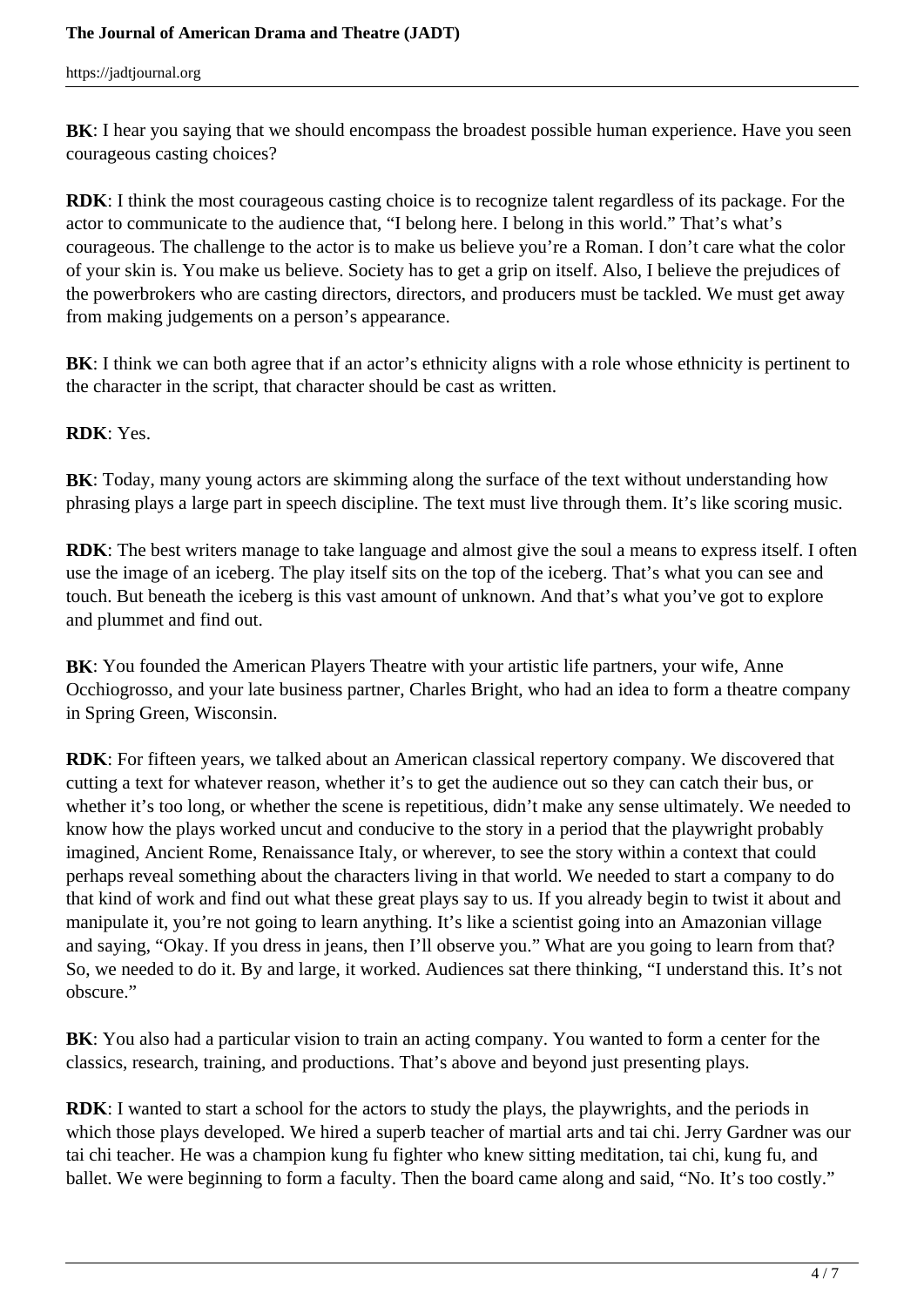**BK**: I hear you saying that we should encompass the broadest possible human experience. Have you seen courageous casting choices?

**RDK**: I think the most courageous casting choice is to recognize talent regardless of its package. For the actor to communicate to the audience that, "I belong here. I belong in this world." That's what's courageous. The challenge to the actor is to make us believe you're a Roman. I don't care what the color of your skin is. You make us believe. Society has to get a grip on itself. Also, I believe the prejudices of the powerbrokers who are casting directors, directors, and producers must be tackled. We must get away from making judgements on a person's appearance.

**BK**: I think we can both agree that if an actor's ethnicity aligns with a role whose ethnicity is pertinent to the character in the script, that character should be cast as written.

**RDK**: Yes.

**BK**: Today, many young actors are skimming along the surface of the text without understanding how phrasing plays a large part in speech discipline. The text must live through them. It's like scoring music.

**RDK**: The best writers manage to take language and almost give the soul a means to express itself. I often use the image of an iceberg. The play itself sits on the top of the iceberg. That's what you can see and touch. But beneath the iceberg is this vast amount of unknown. And that's what you've got to explore and plummet and find out.

**BK**: You founded the American Players Theatre with your artistic life partners, your wife, Anne Occhiogrosso, and your late business partner, Charles Bright, who had an idea to form a theatre company in Spring Green, Wisconsin.

**RDK**: For fifteen years, we talked about an American classical repertory company. We discovered that cutting a text for whatever reason, whether it's to get the audience out so they can catch their bus, or whether it's too long, or whether the scene is repetitious, didn't make any sense ultimately. We needed to know how the plays worked uncut and conducive to the story in a period that the playwright probably imagined, Ancient Rome, Renaissance Italy, or wherever, to see the story within a context that could perhaps reveal something about the characters living in that world. We needed to start a company to do that kind of work and find out what these great plays say to us. If you already begin to twist it about and manipulate it, you're not going to learn anything. It's like a scientist going into an Amazonian village and saying, "Okay. If you dress in jeans, then I'll observe you." What are you going to learn from that? So, we needed to do it. By and large, it worked. Audiences sat there thinking, "I understand this. It's not obscure."

**BK**: You also had a particular vision to train an acting company. You wanted to form a center for the classics, research, training, and productions. That's above and beyond just presenting plays.

**RDK**: I wanted to start a school for the actors to study the plays, the playwrights, and the periods in which those plays developed. We hired a superb teacher of martial arts and tai chi. Jerry Gardner was our tai chi teacher. He was a champion kung fu fighter who knew sitting meditation, tai chi, kung fu, and ballet. We were beginning to form a faculty. Then the board came along and said, "No. It's too costly."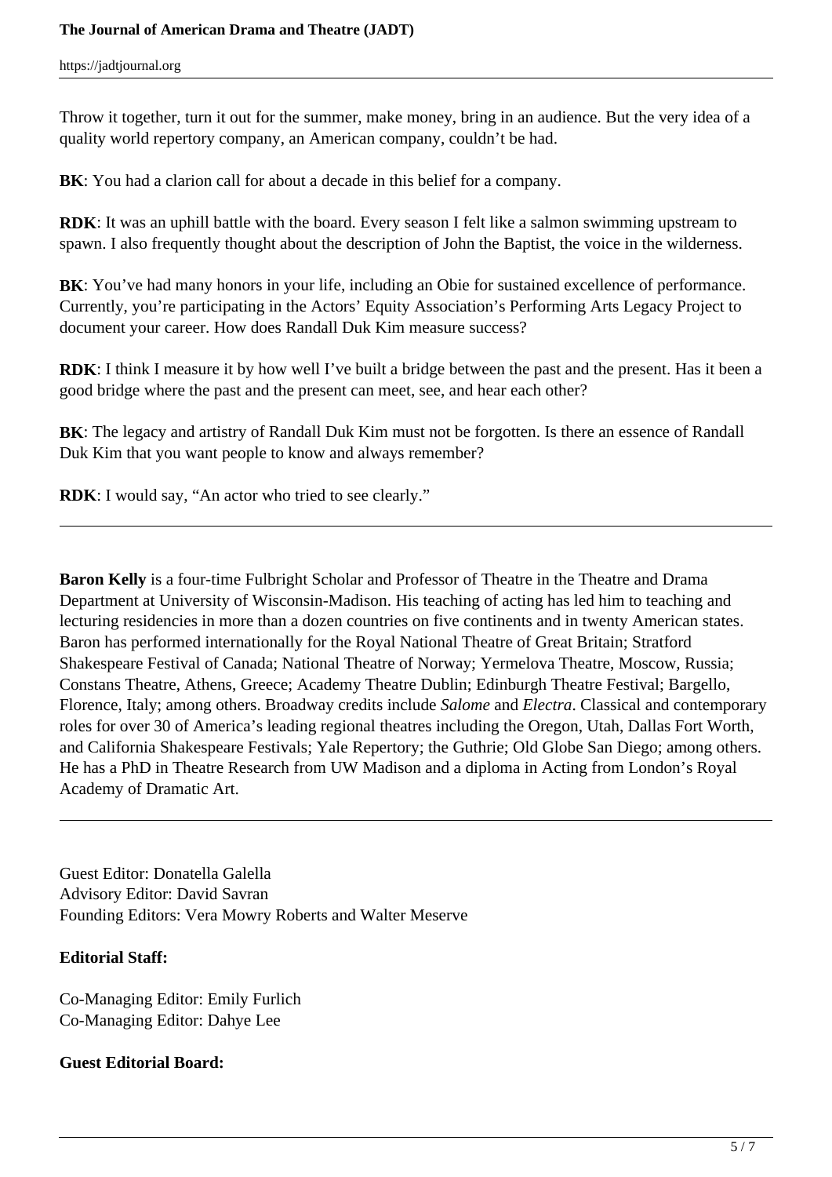Throw it together, turn it out for the summer, make money, bring in an audience. But the very idea of a quality world repertory company, an American company, couldn't be had.

**BK**: You had a clarion call for about a decade in this belief for a company.

**RDK**: It was an uphill battle with the board. Every season I felt like a salmon swimming upstream to spawn. I also frequently thought about the description of John the Baptist, the voice in the wilderness.

**BK**: You've had many honors in your life, including an Obie for sustained excellence of performance. Currently, you're participating in the Actors' Equity Association's Performing Arts Legacy Project to document your career. How does Randall Duk Kim measure success?

**RDK**: I think I measure it by how well I've built a bridge between the past and the present. Has it been a good bridge where the past and the present can meet, see, and hear each other?

**BK**: The legacy and artistry of Randall Duk Kim must not be forgotten. Is there an essence of Randall Duk Kim that you want people to know and always remember?

**RDK**: I would say, "An actor who tried to see clearly."

---

**Baron Kelly** is a four-time Fulbright Scholar and Professor of Theatre in the Theatre and Drama Department at University of Wisconsin-Madison. His teaching of acting has led him to teaching and lecturing residencies in more than a dozen countries on five continents and in twenty American states. Baron has performed internationally for the Royal National Theatre of Great Britain; Stratford Shakespeare Festival of Canada; National Theatre of Norway; Yermelova Theatre, Moscow, Russia; Constans Theatre, Athens, Greece; Academy Theatre Dublin; Edinburgh Theatre Festival; Bargello, Florence, Italy; among others. Broadway credits include *Salome* and *Electra*. Classical and contemporary roles for over 30 of America's leading regional theatres including the Oregon, Utah, Dallas Fort Worth, and California Shakespeare Festivals; Yale Repertory; the Guthrie; Old Globe San Diego; among others. He has a PhD in Theatre Research from UW Madison and a diploma in Acting from London's Royal Academy of Dramatic Art.

---

Guest Editor: Donatella Galella
Advisory Editor: David Savran
Founding Editors: Vera Mowry Roberts and Walter Meserve

**Editorial Staff:**

Co-Managing Editor: Emily Furlich
Co-Managing Editor: Dahye Lee

**Guest Editorial Board:**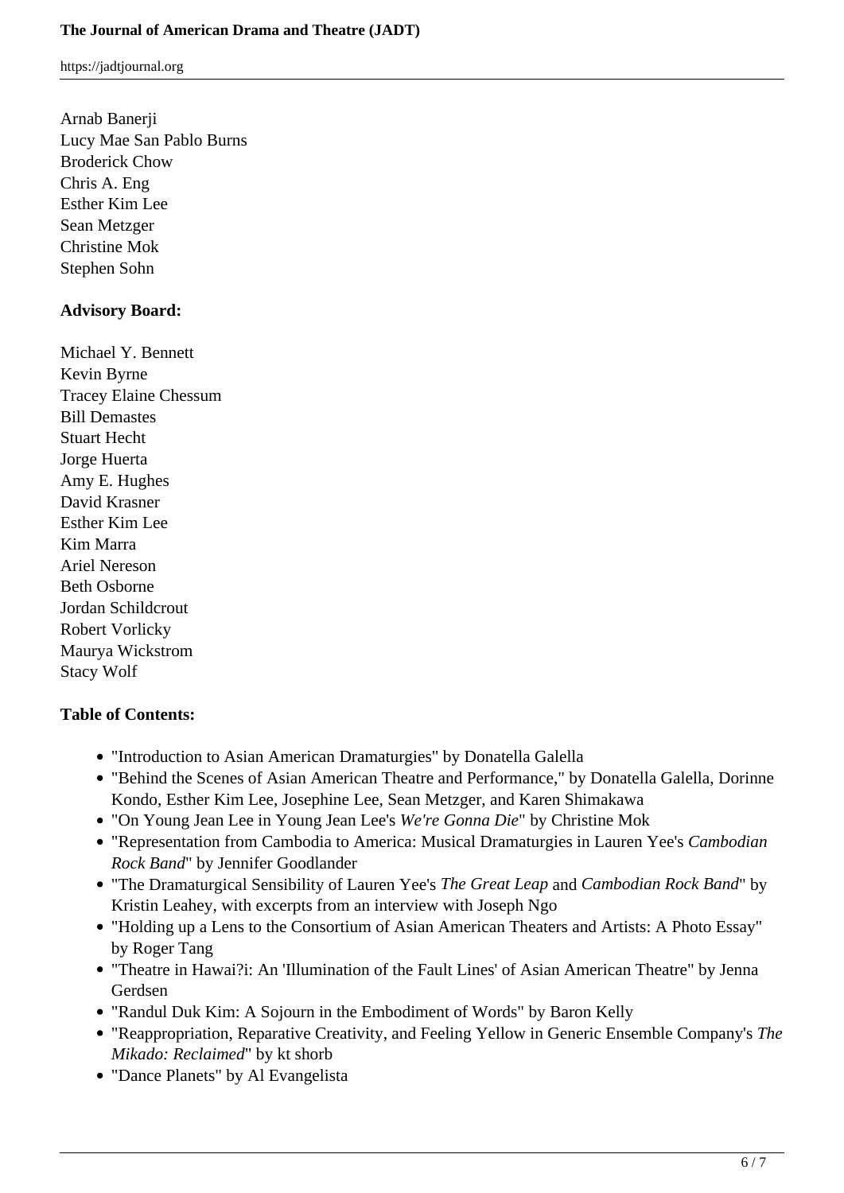Arnab Banerji
Lucy Mae San Pablo Burns
Broderick Chow
Chris A. Eng
Esther Kim Lee
Sean Metzger
Christine Mok
Stephen Sohn

**Advisory Board:**

Michael Y. Bennett
Kevin Byrne
Tracey Elaine Chessum
Bill Demastes
Stuart Hecht
Jorge Huerta
Amy E. Hughes
David Krasner
Esther Kim Lee
Kim Marra
Ariel Nereson
Beth Osborne
Jordan Schildcrout
Robert Vorlicky
Maurya Wickstrom
Stacy Wolf

**Table of Contents:**

- "Introduction to Asian American Dramaturgies" by Donatella Galella
- "Behind the Scenes of Asian American Theatre and Performance," by Donatella Galella, Dorinne Kondo, Esther Kim Lee, Josephine Lee, Sean Metzger, and Karen Shimakawa
- "On Young Jean Lee in Young Jean Lee's *We're Gonna Die*" by Christine Mok
- "Representation from Cambodia to America: Musical Dramaturgies in Lauren Yee's *Cambodian Rock Band*" by Jennifer Goodlander
- "The Dramaturgical Sensibility of Lauren Yee's *The Great Leap* and *Cambodian Rock Band*" by Kristin Leahey, with excerpts from an interview with Joseph Ngo
- "Holding up a Lens to the Consortium of Asian American Theaters and Artists: A Photo Essay" by Roger Tang
- "Theatre in Hawai?i: An 'Illumination of the Fault Lines' of Asian American Theatre" by Jenna Gerdsen
- "Randul Duk Kim: A Sojourn in the Embodiment of Words" by Baron Kelly
- "Reappropriation, Reparative Creativity, and Feeling Yellow in Generic Ensemble Company's *The Mikado: Reclaimed*" by kt shorb
- "Dance Planets" by Al Evangelista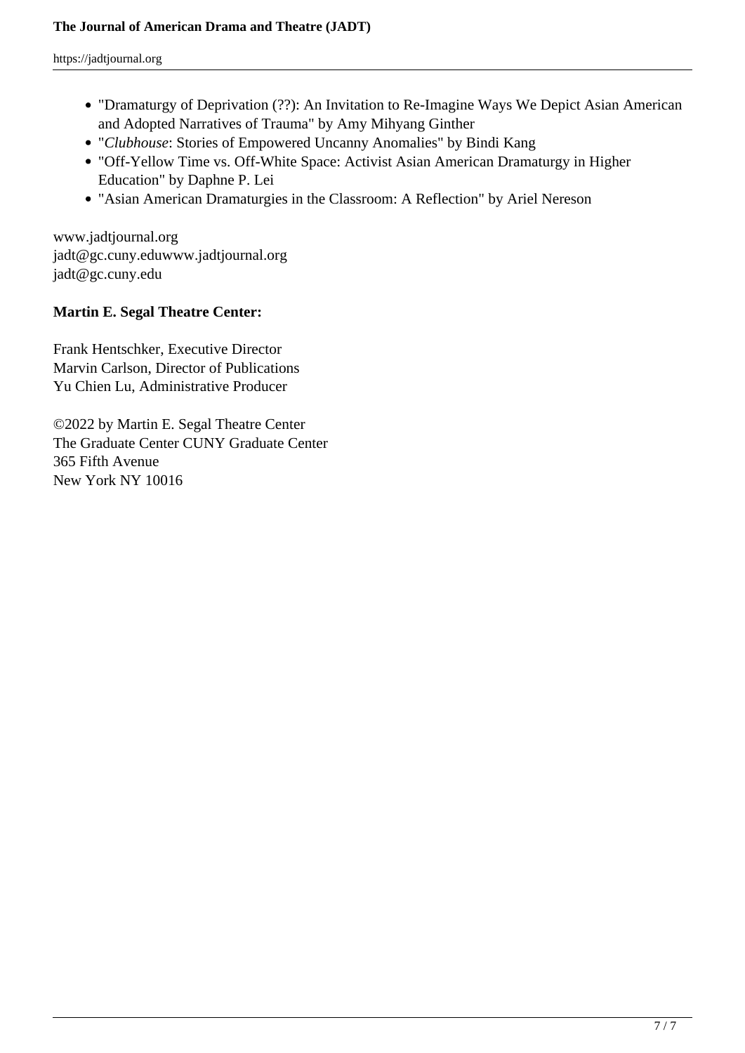- "Dramaturgy of Deprivation (??): An Invitation to Re-Imagine Ways We Depict Asian American and Adopted Narratives of Trauma" by Amy Mihyang Ginther
- "*Clubhouse*: Stories of Empowered Uncanny Anomalies" by Bindi Kang
- "Off-Yellow Time vs. Off-White Space: Activist Asian American Dramaturgy in Higher Education" by Daphne P. Lei
- "Asian American Dramaturgies in the Classroom: A Reflection" by Ariel Nereson

www.jadtjournal.org
jadt@gc.cuny.eduwww.jadtjournal.org
jadt@gc.cuny.edu

**Martin E. Segal Theatre Center:**

Frank Hentschker, Executive Director
Marvin Carlson, Director of Publications
Yu Chien Lu, Administrative Producer

©2022 by Martin E. Segal Theatre Center
The Graduate Center CUNY Graduate Center
365 Fifth Avenue
New York NY 10016